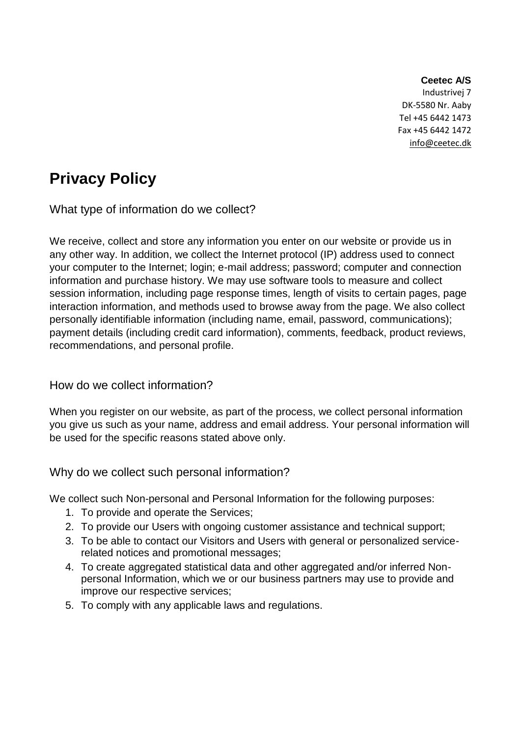**Ceetec A/S**
Industrivej 7
DK-5580 Nr. Aaby
Tel +45 6442 1473
Fax +45 6442 1472
info@ceetec.dk

# Privacy Policy

## What type of information do we collect?

We receive, collect and store any information you enter on our website or provide us in any other way. In addition, we collect the Internet protocol (IP) address used to connect your computer to the Internet; login; e-mail address; password; computer and connection information and purchase history. We may use software tools to measure and collect session information, including page response times, length of visits to certain pages, page interaction information, and methods used to browse away from the page. We also collect personally identifiable information (including name, email, password, communications); payment details (including credit card information), comments, feedback, product reviews, recommendations, and personal profile.

## How do we collect information?

When you register on our website, as part of the process, we collect personal information you give us such as your name, address and email address. Your personal information will be used for the specific reasons stated above only.

## Why do we collect such personal information?

We collect such Non-personal and Personal Information for the following purposes:

1. To provide and operate the Services;
2. To provide our Users with ongoing customer assistance and technical support;
3. To be able to contact our Visitors and Users with general or personalized service-related notices and promotional messages;
4. To create aggregated statistical data and other aggregated and/or inferred Non-personal Information, which we or our business partners may use to provide and improve our respective services;
5. To comply with any applicable laws and regulations.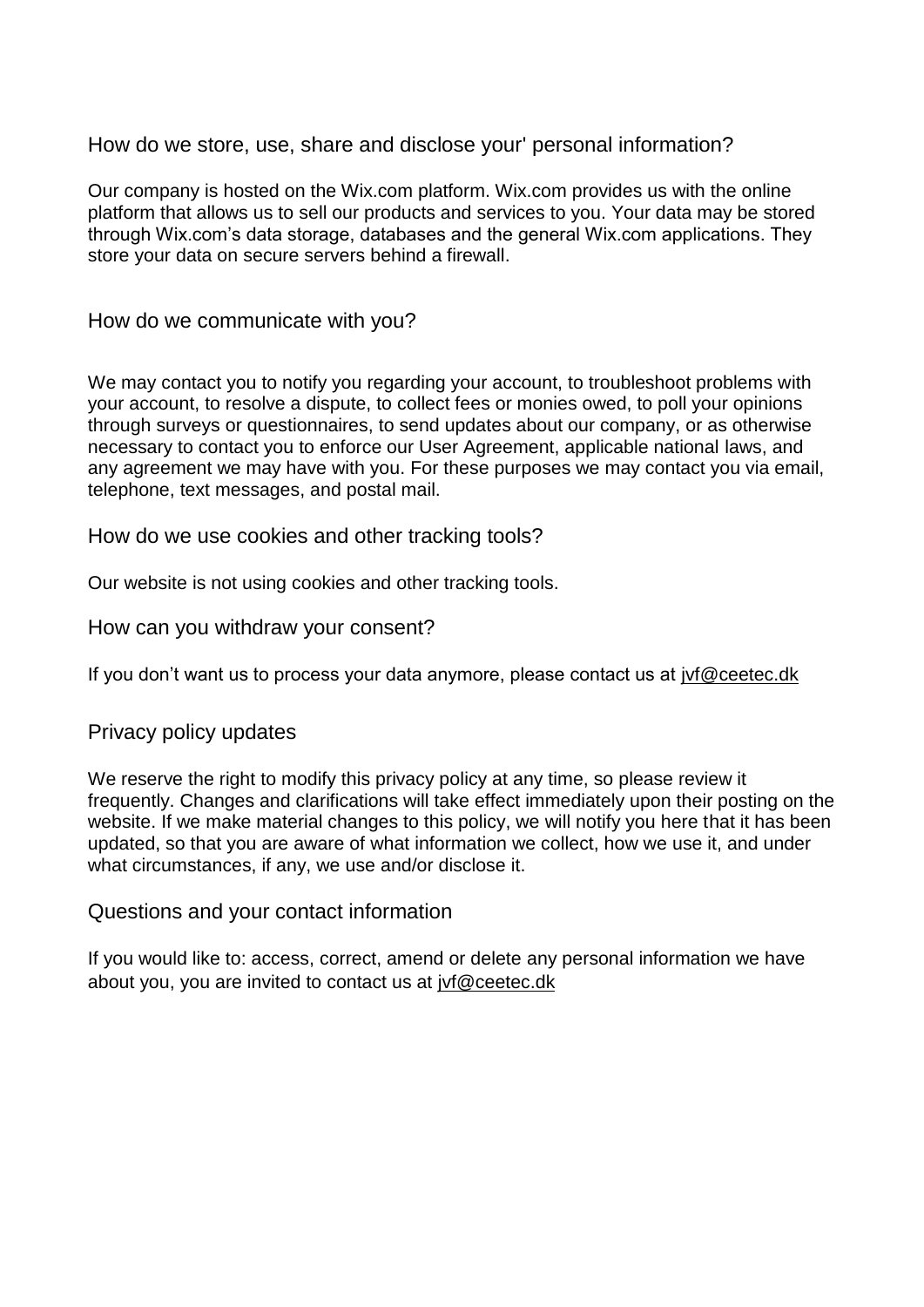## How do we store, use, share and disclose your' personal information?

Our company is hosted on the Wix.com platform. Wix.com provides us with the online platform that allows us to sell our products and services to you. Your data may be stored through Wix.com's data storage, databases and the general Wix.com applications. They store your data on secure servers behind a firewall.

## How do we communicate with you?

We may contact you to notify you regarding your account, to troubleshoot problems with your account, to resolve a dispute, to collect fees or monies owed, to poll your opinions through surveys or questionnaires, to send updates about our company, or as otherwise necessary to contact you to enforce our User Agreement, applicable national laws, and any agreement we may have with you. For these purposes we may contact you via email, telephone, text messages, and postal mail.

## How do we use cookies and other tracking tools?

Our website is not using cookies and other tracking tools.

## How can you withdraw your consent?

If you don't want us to process your data anymore, please contact us at jvf@ceetec.dk

## Privacy policy updates

We reserve the right to modify this privacy policy at any time, so please review it frequently. Changes and clarifications will take effect immediately upon their posting on the website. If we make material changes to this policy, we will notify you here that it has been updated, so that you are aware of what information we collect, how we use it, and under what circumstances, if any, we use and/or disclose it.

## Questions and your contact information

If you would like to: access, correct, amend or delete any personal information we have about you, you are invited to contact us at jvf@ceetec.dk